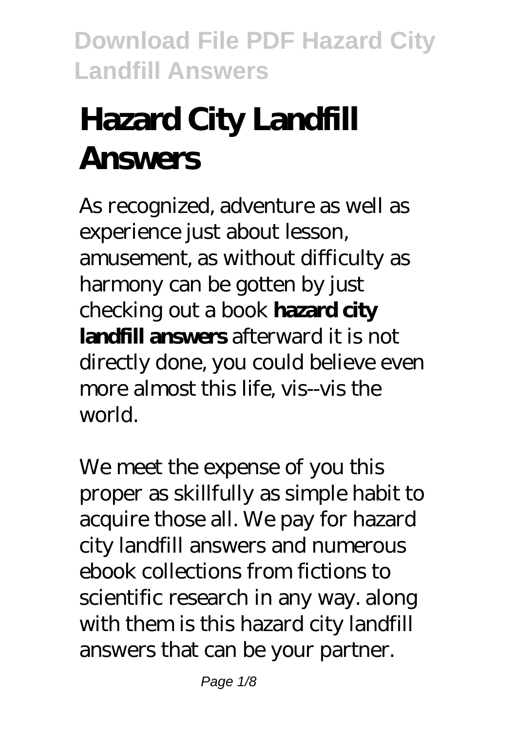# Hazard City Landfill Answers

As recognized, adventure as well as experience just about lesson, amusement, as without difficulty as harmony can be gotten by just checking out a book **hazard city landfill answers** afterward it is not directly done, you could believe even more almost this life, vis--vis the world.

We meet the expense of you this proper as skillfully as simple habit to acquire those all. We pay for hazard city landfill answers and numerous ebook collections from fictions to scientific research in any way. along with them is this hazard city landfill answers that can be your partner.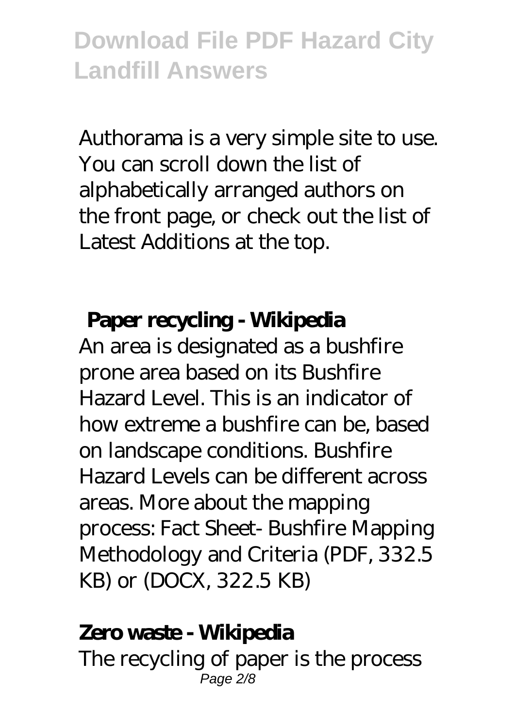Authorama is a very simple site to use. You can scroll down the list of alphabetically arranged authors on the front page, or check out the list of Latest Additions at the top.

## Paper recycling - Wikipedia

An area is designated as a bushfire prone area based on its Bushfire Hazard Level. This is an indicator of how extreme a bushfire can be, based on landscape conditions. Bushfire Hazard Levels can be different across areas. More about the mapping process: Fact Sheet- Bushfire Mapping Methodology and Criteria (PDF, 332.5 KB) or (DOCX, 322.5 KB)

## Zero waste - Wikipedia

The recycling of paper is the process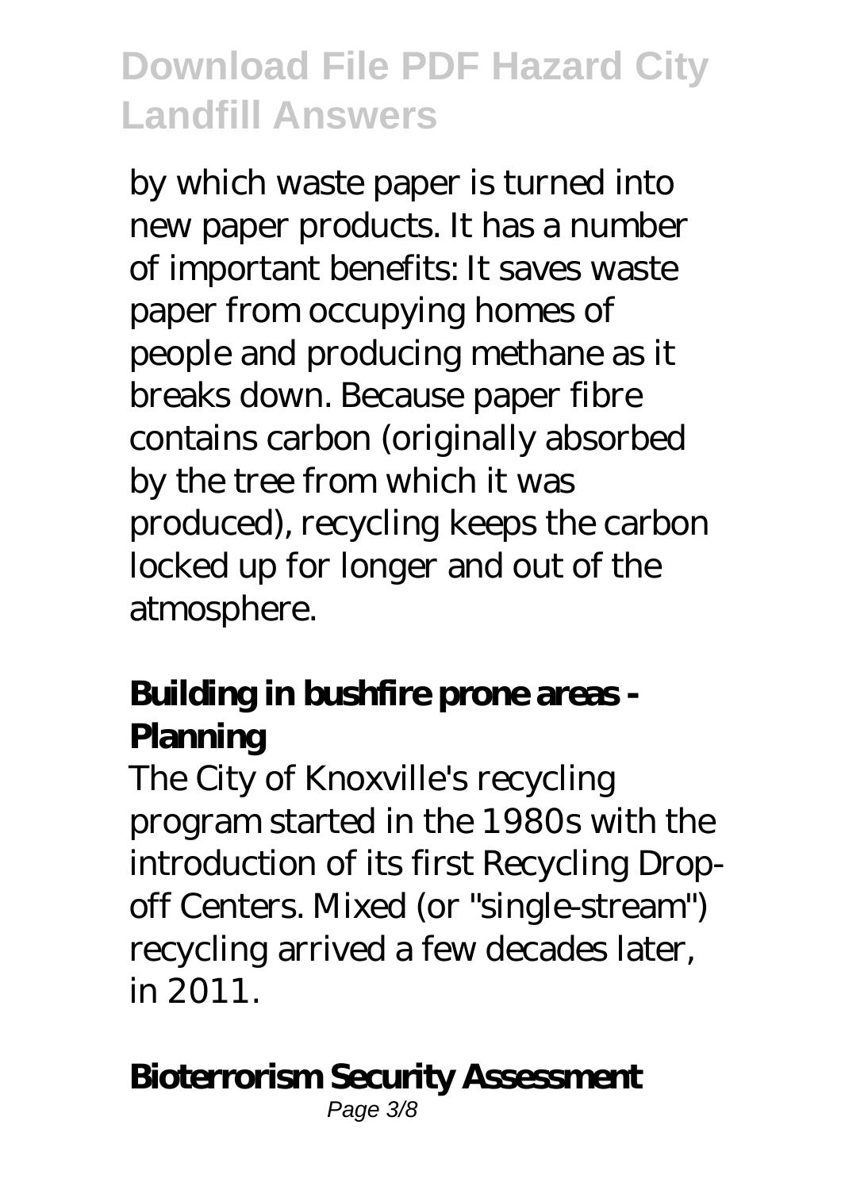by which waste paper is turned into new paper products. It has a number of important benefits: It saves waste paper from occupying homes of people and producing methane as it breaks down. Because paper fibre contains carbon (originally absorbed by the tree from which it was produced), recycling keeps the carbon locked up for longer and out of the atmosphere.

## Building in bushfire prone areas - Planning

The City of Knoxville's recycling program started in the 1980s with the introduction of its first Recycling Drop-off Centers. Mixed (or "single-stream") recycling arrived a few decades later, in 2011.

## Bioterrorism Security Assessment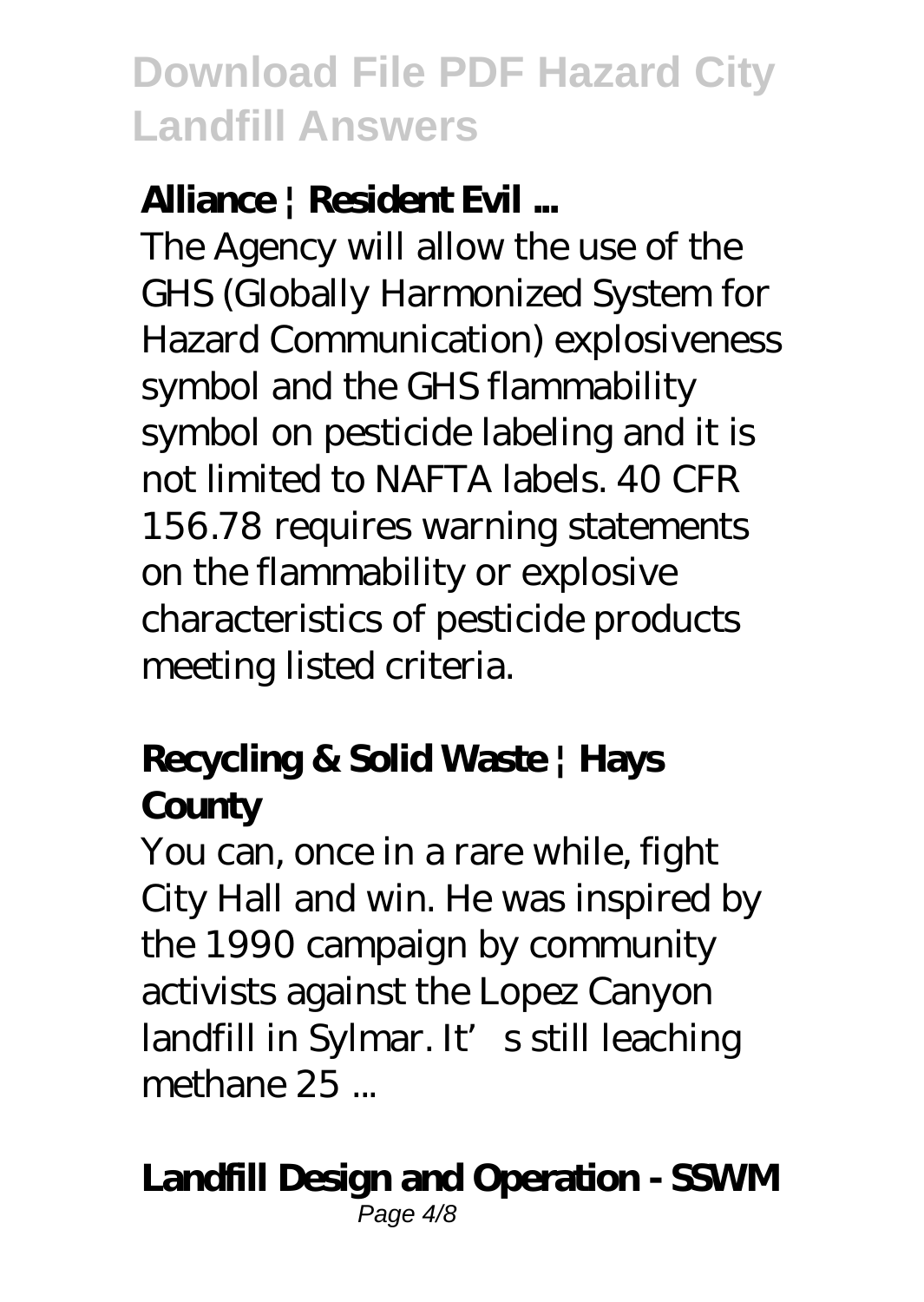### Alliance | Resident Evil ...

The Agency will allow the use of the GHS (Globally Harmonized System for Hazard Communication) explosiveness symbol and the GHS flammability symbol on pesticide labeling and it is not limited to NAFTA labels. 40 CFR 156.78 requires warning statements on the flammability or explosive characteristics of pesticide products meeting listed criteria.

### Recycling & Solid Waste | Hays County

You can, once in a rare while, fight City Hall and win. He was inspired by the 1990 campaign by community activists against the Lopez Canyon landfill in Sylmar. It's still leaching methane 25 ...

### Landfill Design and Operation - SSWM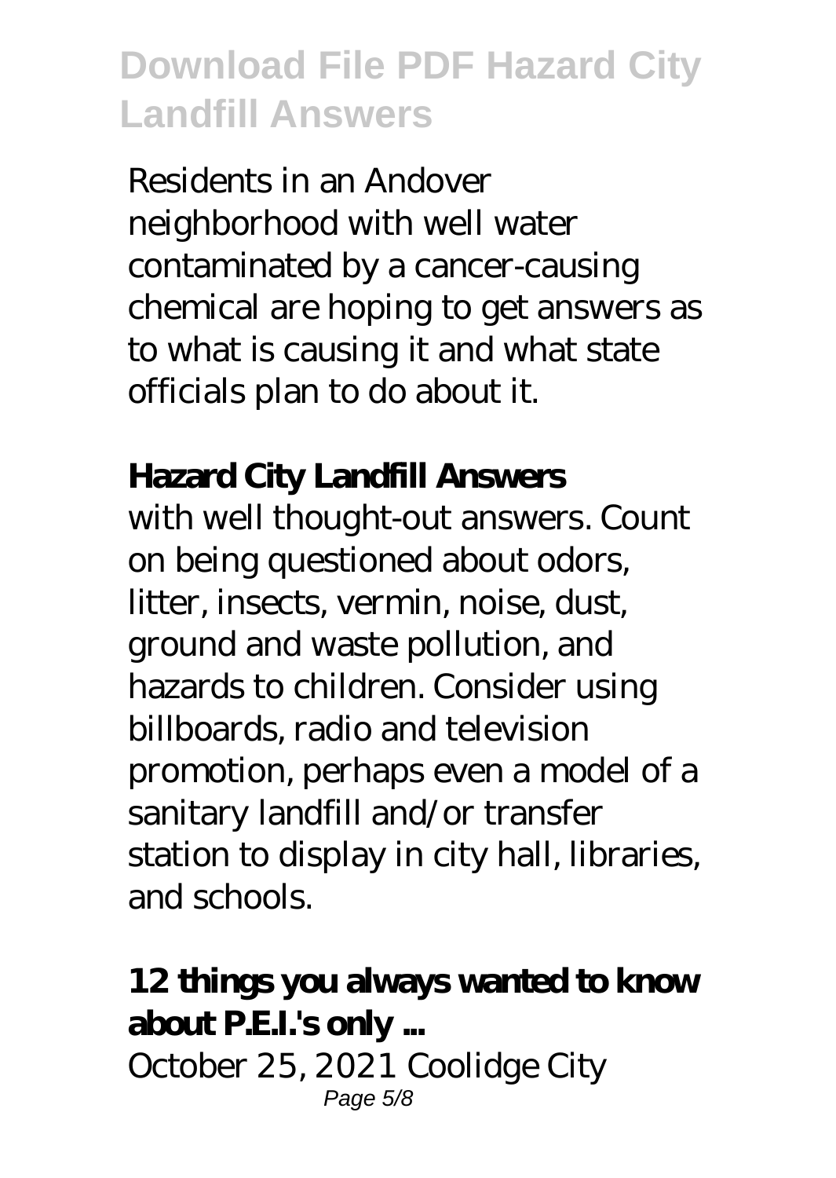Residents in an Andover neighborhood with well water contaminated by a cancer-causing chemical are hoping to get answers as to what is causing it and what state officials plan to do about it.

**Hazard City Landfill Answers**

with well thought-out answers. Count on being questioned about odors, litter, insects, vermin, noise, dust, ground and waste pollution, and hazards to children. Consider using billboards, radio and television promotion, perhaps even a model of a sanitary landfill and/or transfer station to display in city hall, libraries, and schools.

**12 things you always wanted to know about P.E.I.'s only ...**

October 25, 2021 Coolidge City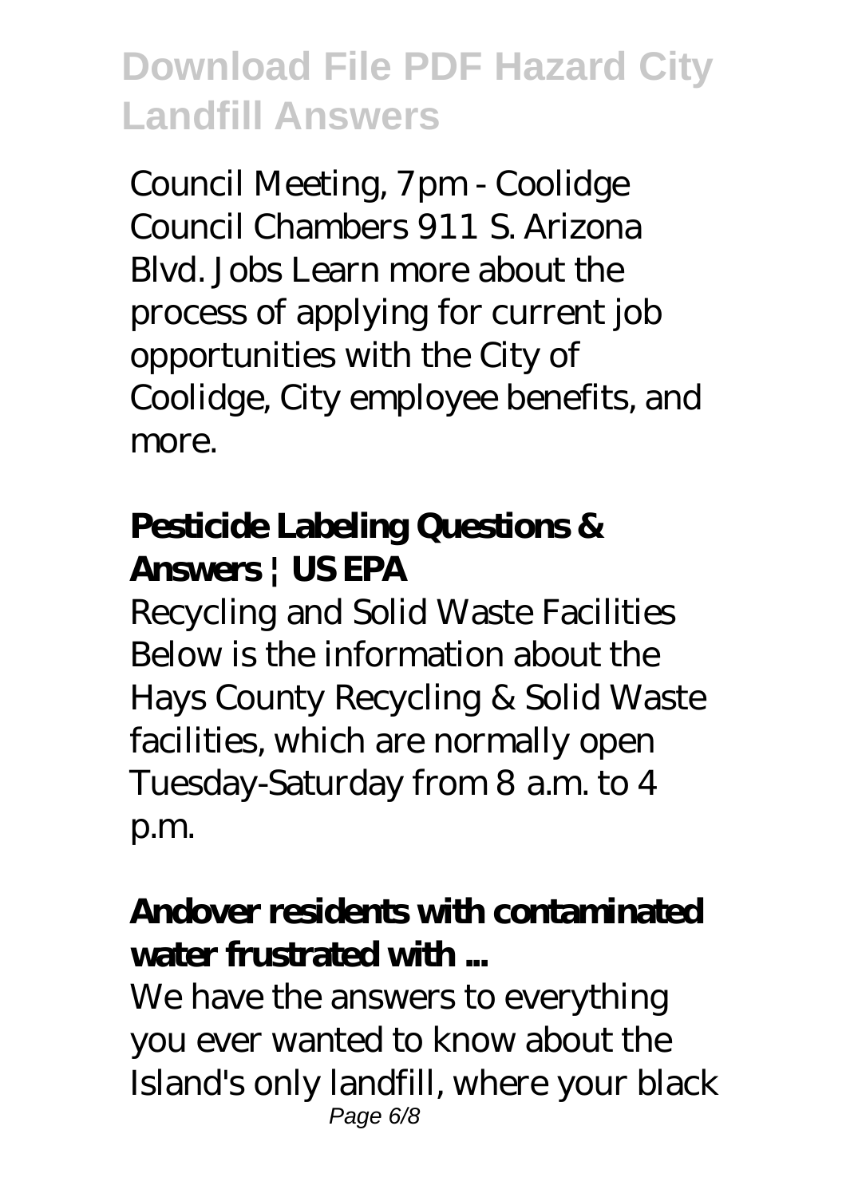Council Meeting, 7pm - Coolidge Council Chambers 911 S. Arizona Blvd. Jobs Learn more about the process of applying for current job opportunities with the City of Coolidge, City employee benefits, and more.

**Pesticide Labeling Questions & Answers | US EPA**

Recycling and Solid Waste Facilities Below is the information about the Hays County Recycling & Solid Waste facilities, which are normally open Tuesday-Saturday from 8 a.m. to 4 p.m.

**Andover residents with contaminated water frustrated with ...**

We have the answers to everything you ever wanted to know about the Island's only landfill, where your black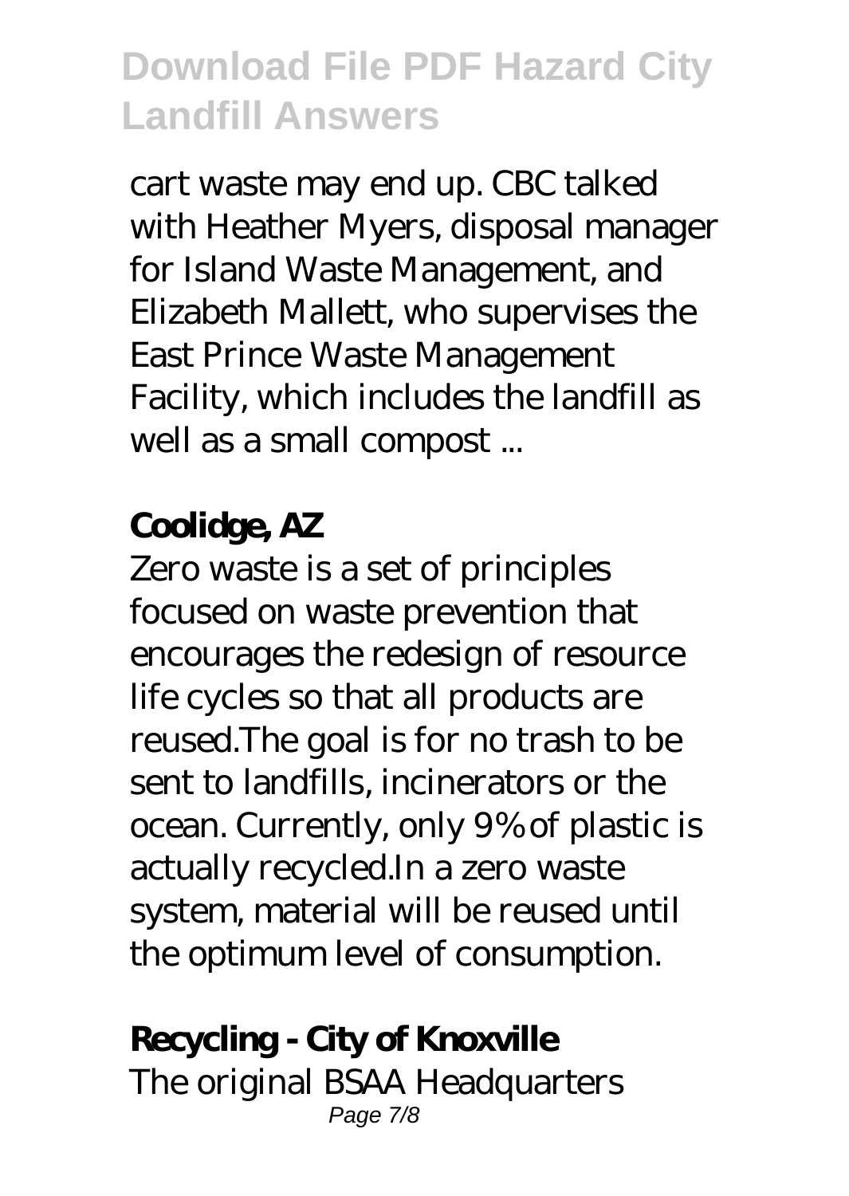cart waste may end up. CBC talked with Heather Myers, disposal manager for Island Waste Management, and Elizabeth Mallett, who supervises the East Prince Waste Management Facility, which includes the landfill as well as a small compost ...

**Coolidge, AZ**

Zero waste is a set of principles focused on waste prevention that encourages the redesign of resource life cycles so that all products are reused.The goal is for no trash to be sent to landfills, incinerators or the ocean. Currently, only 9% of plastic is actually recycled.In a zero waste system, material will be reused until the optimum level of consumption.

**Recycling - City of Knoxville**

The original BSAA Headquarters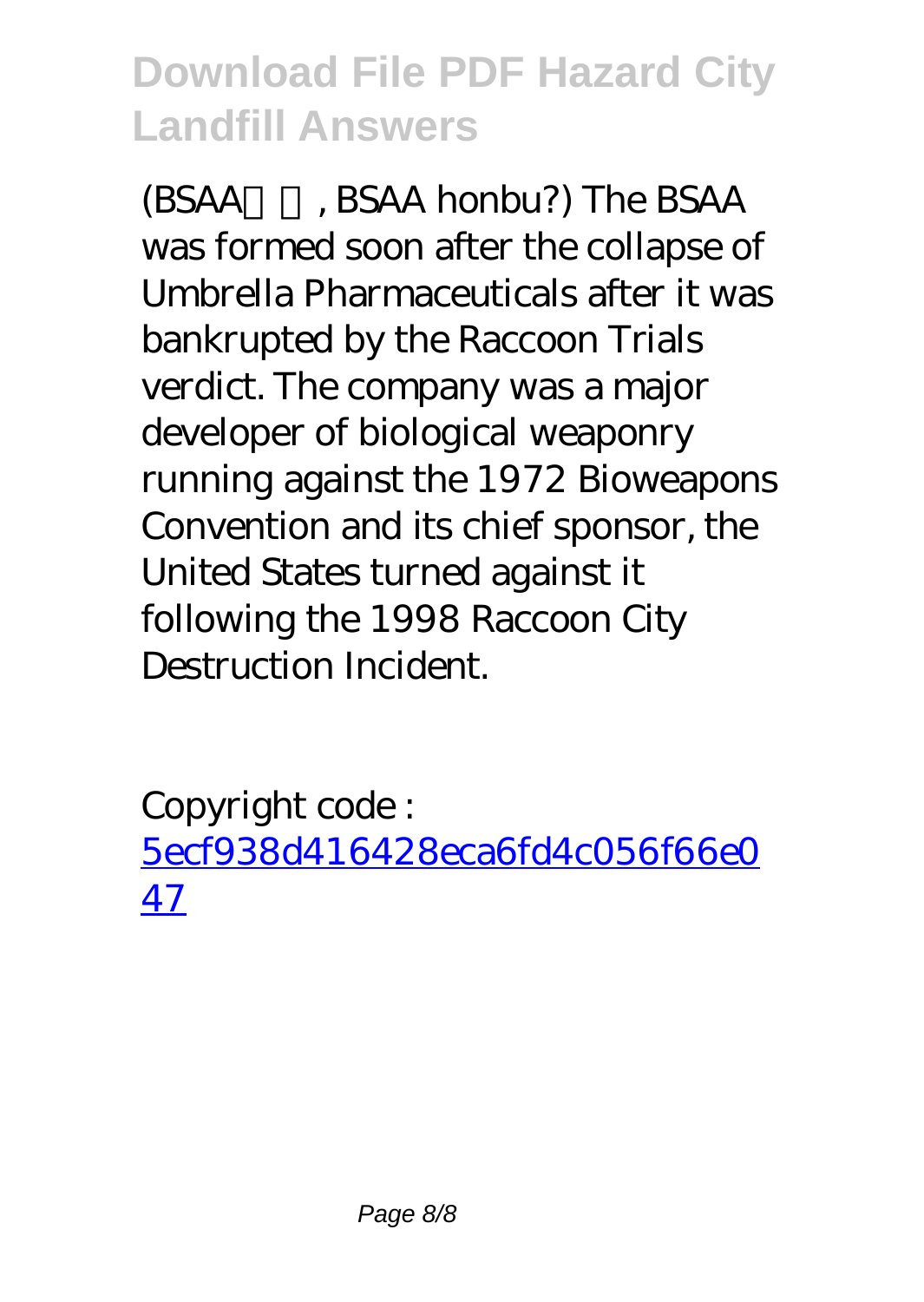(BSAA本部, BSAA honbu?) The BSAA was formed soon after the collapse of Umbrella Pharmaceuticals after it was bankrupted by the Raccoon Trials verdict. The company was a major developer of biological weaponry running against the 1972 Bioweapons Convention and its chief sponsor, the United States turned against it following the 1998 Raccoon City Destruction Incident.

Copyright code : [5ecf938d416428eca6fd4c056f66e047]()